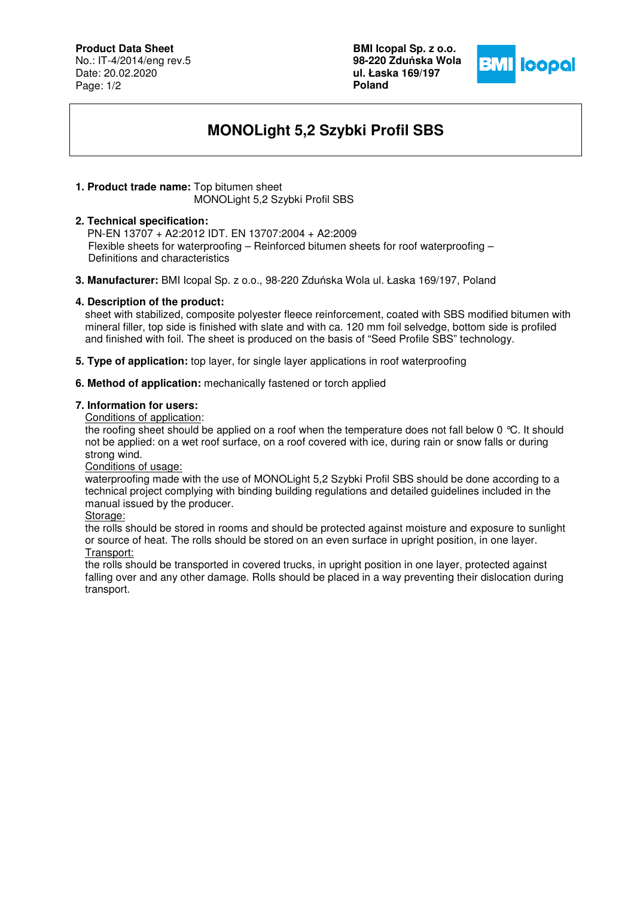**Product Data Sheet**
No.: IT-4/2014/eng rev.5
Date: 20.02.2020

**BMI Icopal Sp. z o.o.**
**98-220 Zduńska Wola**
**ul. Łaska 169/197**
**Poland**

# MONOLight 5,2 Szybki Profil SBS

**1. Product trade name:** Top bitumen sheet
MONOLight 5,2 Szybki Profil SBS

**2. Technical specification:**
PN-EN 13707 + A2:2012 IDT. EN 13707:2004 + A2:2009
Flexible sheets for waterproofing – Reinforced bitumen sheets for roof waterproofing – Definitions and characteristics

**3. Manufacturer:** BMI Icopal Sp. z o.o., 98-220 Zduńska Wola ul. Łaska 169/197, Poland

**4. Description of the product:**
sheet with stabilized, composite polyester fleece reinforcement, coated with SBS modified bitumen with mineral filler, top side is finished with slate and with ca. 120 mm foil selvedge, bottom side is profiled and finished with foil. The sheet is produced on the basis of "Seed Profile SBS" technology.

**5. Type of application:** top layer, for single layer applications in roof waterproofing

**6. Method of application:** mechanically fastened or torch applied

**7. Information for users:**

Conditions of application:
the roofing sheet should be applied on a roof when the temperature does not fall below 0 °C. It should not be applied: on a wet roof surface, on a roof covered with ice, during rain or snow falls or during strong wind.

Conditions of usage:
waterproofing made with the use of MONOLight 5,2 Szybki Profil SBS should be done according to a technical project complying with binding building regulations and detailed guidelines included in the manual issued by the producer.

Storage:
the rolls should be stored in rooms and should be protected against moisture and exposure to sunlight or source of heat. The rolls should be stored on an even surface in upright position, in one layer.

Transport:
the rolls should be transported in covered trucks, in upright position in one layer, protected against falling over and any other damage. Rolls should be placed in a way preventing their dislocation during transport.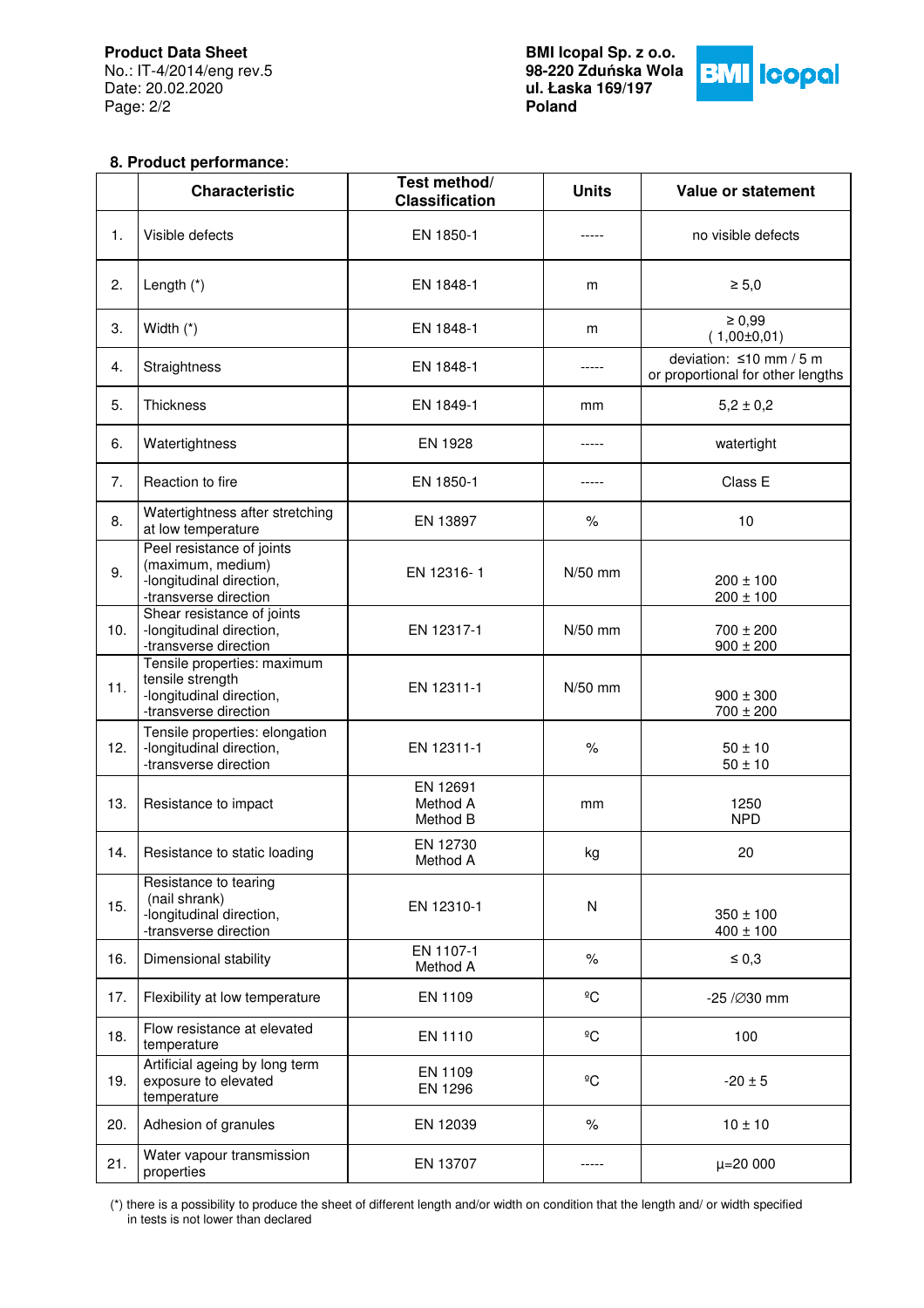**Product Data Sheet**
No.: IT-4/2014/eng rev.5
Date: 20.02.2020
Page: 2/2

**BMI Icopal Sp. z o.o.**
**98-220 Zduńska Wola**
**ul. Łaska 169/197**
**Poland**

**8. Product performance**:

| | Characteristic | Test method/ Classification | Units | Value or statement |
|---|---|---|---|---|
| 1. | Visible defects | EN 1850-1 | ----- | no visible defects |
| 2. | Length (*) | EN 1848-1 | m | ≥ 5,0 |
| 3. | Width (*) | EN 1848-1 | m | ≥ 0,99 ( 1,00±0,01) |
| 4. | Straightness | EN 1848-1 | ----- | deviation: ≤10 mm / 5 m or proportional for other lengths |
| 5. | Thickness | EN 1849-1 | mm | 5,2 ± 0,2 |
| 6. | Watertightness | EN 1928 | ----- | watertight |
| 7. | Reaction to fire | EN 1850-1 | ----- | Class E |
| 8. | Watertightness after stretching at low temperature | EN 13897 | % | 10 |
| 9. | Peel resistance of joints (maximum, medium) -longitudinal direction, -transverse direction | EN 12316- 1 | N/50 mm | 200 ± 100<br>200 ± 100 |
| 10. | Shear resistance of joints -longitudinal direction, -transverse direction | EN 12317-1 | N/50 mm | 700 ± 200<br>900 ± 200 |
| 11. | Tensile properties: maximum tensile strength -longitudinal direction, -transverse direction | EN 12311-1 | N/50 mm | 900 ± 300<br>700 ± 200 |
| 12. | Tensile properties: elongation -longitudinal direction, -transverse direction | EN 12311-1 | % | 50 ± 10<br>50 ± 10 |
| 13. | Resistance to impact | EN 12691<br>Method A<br>Method B | mm | 1250<br>NPD |
| 14. | Resistance to static loading | EN 12730<br>Method A | kg | 20 |
| 15. | Resistance to tearing (nail shrank) -longitudinal direction, -transverse direction | EN 12310-1 | N | 350 ± 100<br>400 ± 100 |
| 16. | Dimensional stability | EN 1107-1<br>Method A | % | ≤ 0,3 |
| 17. | Flexibility at low temperature | EN 1109 | ºC | -25 /∅30 mm |
| 18. | Flow resistance at elevated temperature | EN 1110 | ºC | 100 |
| 19. | Artificial ageing by long term exposure to elevated temperature | EN 1109<br>EN 1296 | ºC | -20 ± 5 |
| 20. | Adhesion of granules | EN 12039 | % | 10 ± 10 |
| 21. | Water vapour transmission properties | EN 13707 | ----- | μ=20 000 |

(*) there is a possibility to produce the sheet of different length and/or width on condition that the length and/ or width specified in tests is not lower than declared